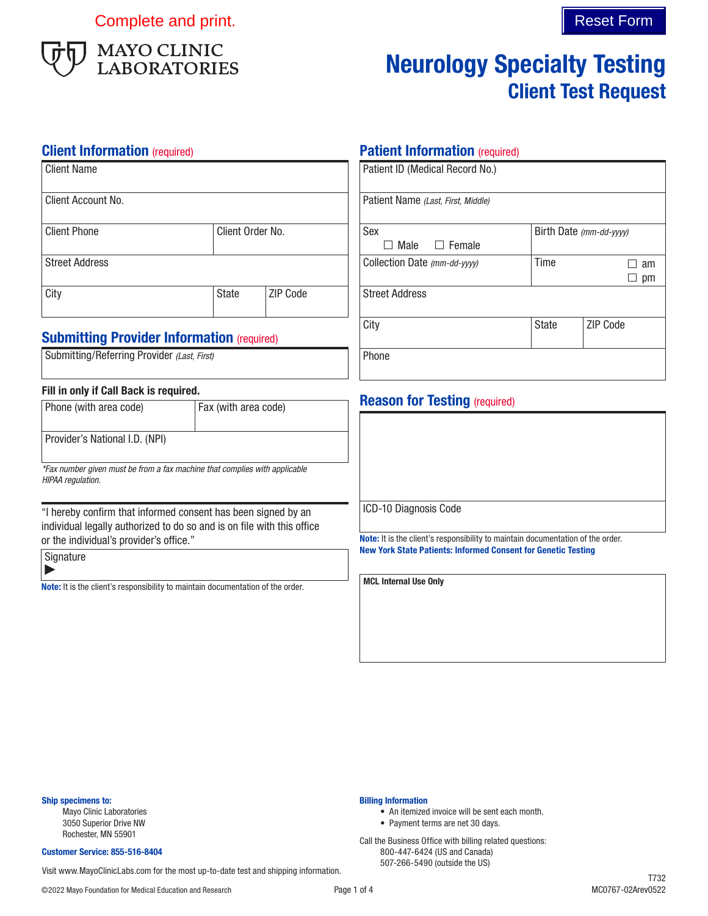Complete and print.

Reset Form

MAYO CLINIC LABORATORIES

# Neurology Specialty Testing

## Client Test Request

### Client Information (required)

| Client Name | | |
|---|---|---|
| Client Account No. | | |
| Client Phone | Client Order No. | |
| Street Address | | |
| City | State | ZIP Code |

### Submitting Provider Information (required)

| Submitting/Referring Provider *(Last, First)* |
|---|

**Fill in only if Call Back is required.**

| Phone (with area code) | Fax (with area code) |
|---|---|
| Provider's National I.D. (NPI) | |

*\*Fax number given must be from a fax machine that complies with applicable HIPAA regulation.*

"I hereby confirm that informed consent has been signed by an individual legally authorized to do so and is on file with this office or the individual's provider's office."

Signature

▶

**Note:** It is the client's responsibility to maintain documentation of the order.

### Patient Information (required)

| Patient ID (Medical Record No.) | | |
|---|---|---|
| Patient Name *(Last, First, Middle)* | | |
| Sex ☐ Male ☐ Female | Birth Date *(mm-dd-yyyy)* | |
| Collection Date *(mm-dd-yyyy)* | Time ☐ am ☐ pm | |
| Street Address | | |
| City | State | ZIP Code |
| Phone | | |

### Reason for Testing (required)

| |
|---|
| ICD-10 Diagnosis Code |

**Note:** It is the client's responsibility to maintain documentation of the order.

**New York State Patients: Informed Consent for Genetic Testing**

**MCL Internal Use Only**

**Ship specimens to:**

Mayo Clinic Laboratories
3050 Superior Drive NW
Rochester, MN 55901

**Customer Service: 855-516-8404**

Visit www.MayoClinicLabs.com for the most up-to-date test and shipping information.

**Billing Information**

- An itemized invoice will be sent each month.
- Payment terms are net 30 days.

Call the Business Office with billing related questions:
800-447-6424 (US and Canada)
507-266-5490 (outside the US)

©2022 Mayo Foundation for Medical Education and Research

T732
MC0767-02Arev0522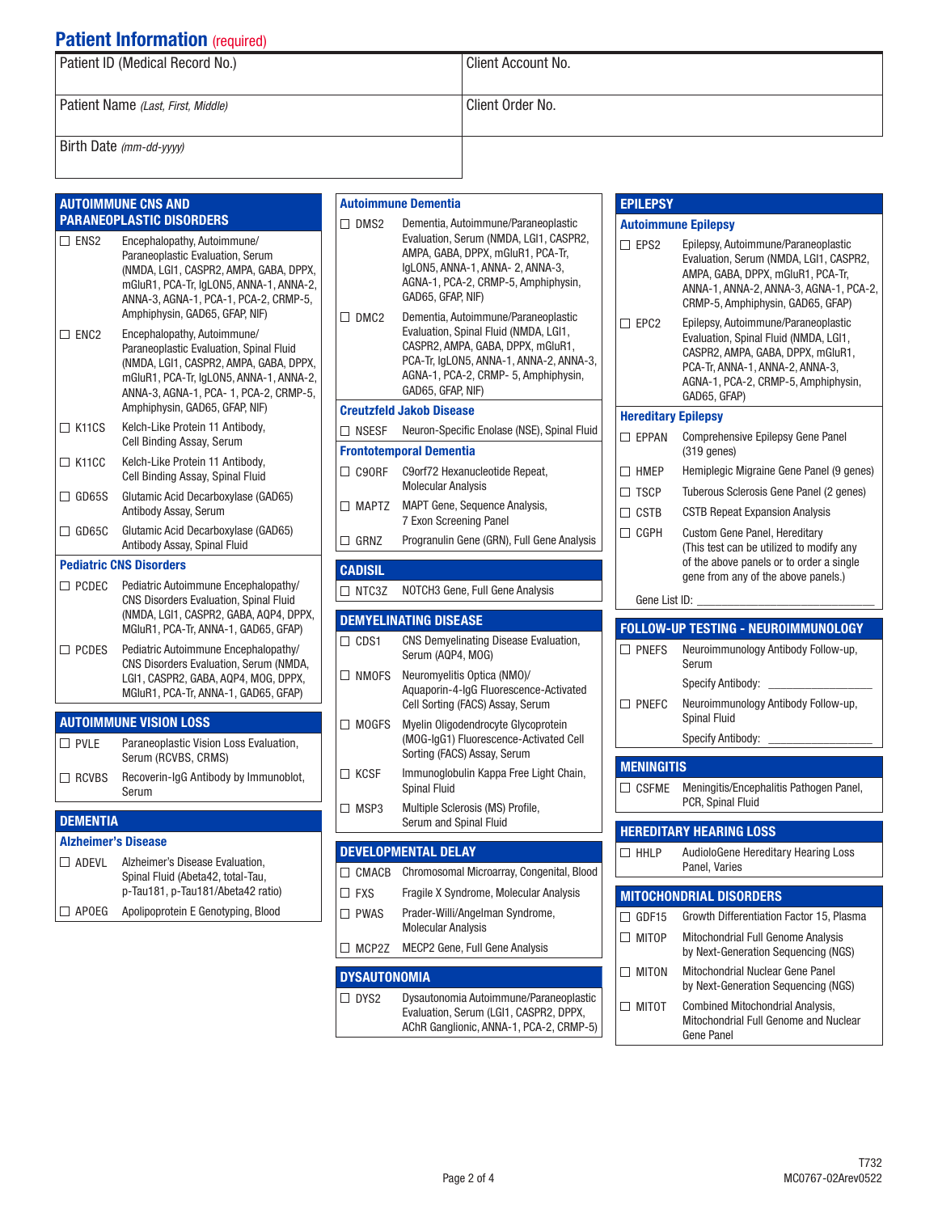## Patient Information (required)

| Patient ID (Medical Record No.) | Client Account No. |
|---|---|
| Patient Name *(Last, First, Middle)* | Client Order No. |
| Birth Date *(mm-dd-yyyy)* | |

## AUTOIMMUNE CNS AND PARANEOPLASTIC DISORDERS

- ☐ ENS2 — Encephalopathy, Autoimmune/ Paraneoplastic Evaluation, Serum (NMDA, LGI1, CASPR2, AMPA, GABA, DPPX, mGluR1, PCA-Tr, IgLON5, ANNA-1, ANNA-2, ANNA-3, AGNA-1, PCA-1, PCA-2, CRMP-5, Amphiphysin, GAD65, GFAP, NIF)
- ☐ ENC2 — Encephalopathy, Autoimmune/ Paraneoplastic Evaluation, Spinal Fluid (NMDA, LGI1, CASPR2, AMPA, GABA, DPPX, mGluR1, PCA-Tr, IgLON5, ANNA-1, ANNA-2, ANNA-3, AGNA-1, PCA- 1, PCA-2, CRMP-5, Amphiphysin, GAD65, GFAP, NIF)
- ☐ K11CS — Kelch-Like Protein 11 Antibody, Cell Binding Assay, Serum
- ☐ K11CC — Kelch-Like Protein 11 Antibody, Cell Binding Assay, Spinal Fluid
- ☐ GD65S — Glutamic Acid Decarboxylase (GAD65) Antibody Assay, Serum
- ☐ GD65C — Glutamic Acid Decarboxylase (GAD65) Antibody Assay, Spinal Fluid

### Pediatric CNS Disorders

- ☐ PCDEC — Pediatric Autoimmune Encephalopathy/ CNS Disorders Evaluation, Spinal Fluid (NMDA, LGI1, CASPR2, GABA, AQP4, DPPX, MGluR1, PCA-Tr, ANNA-1, GAD65, GFAP)
- ☐ PCDES — Pediatric Autoimmune Encephalopathy/ CNS Disorders Evaluation, Serum (NMDA, LGI1, CASPR2, GABA, AQP4, MOG, DPPX, MGluR1, PCA-Tr, ANNA-1, GAD65, GFAP)

## AUTOIMMUNE VISION LOSS

- ☐ PVLE — Paraneoplastic Vision Loss Evaluation, Serum (RCVBS, CRMS)
- ☐ RCVBS — Recoverin-IgG Antibody by Immunoblot, Serum

## DEMENTIA

### Alzheimer's Disease

- ☐ ADEVL — Alzheimer's Disease Evaluation, Spinal Fluid (Abeta42, total-Tau, p-Tau181, p-Tau181/Abeta42 ratio)
- ☐ APOEG — Apolipoprotein E Genotyping, Blood

### Autoimmune Dementia

- ☐ DMS2 — Dementia, Autoimmune/Paraneoplastic Evaluation, Serum (NMDA, LGI1, CASPR2, AMPA, GABA, DPPX, mGluR1, PCA-Tr, IgLON5, ANNA-1, ANNA- 2, ANNA-3, AGNA-1, PCA-2, CRMP-5, Amphiphysin, GAD65, GFAP, NIF)
- ☐ DMC2 — Dementia, Autoimmune/Paraneoplastic Evaluation, Spinal Fluid (NMDA, LGI1, CASPR2, AMPA, GABA, DPPX, mGluR1, PCA-Tr, IgLON5, ANNA-1, ANNA-2, ANNA-3, AGNA-1, PCA-2, CRMP- 5, Amphiphysin, GAD65, GFAP, NIF)

### Creutzfeld Jakob Disease

- ☐ NSESF — Neuron-Specific Enolase (NSE), Spinal Fluid

### Frontotemporal Dementia

- ☐ C9ORF — C9orf72 Hexanucleotide Repeat, Molecular Analysis
- ☐ MAPTZ — MAPT Gene, Sequence Analysis, 7 Exon Screening Panel
- ☐ GRNZ — Progranulin Gene (GRN), Full Gene Analysis

## CADISIL

- ☐ NTC3Z — NOTCH3 Gene, Full Gene Analysis

## DEMYELINATING DISEASE

- ☐ CDS1 — CNS Demyelinating Disease Evaluation, Serum (AQP4, MOG)
- ☐ NMOFS — Neuromyelitis Optica (NMO)/ Aquaporin-4-IgG Fluorescence-Activated Cell Sorting (FACS) Assay, Serum
- ☐ MOGFS — Myelin Oligodendrocyte Glycoprotein (MOG-IgG1) Fluorescence-Activated Cell Sorting (FACS) Assay, Serum
- ☐ KCSF — Immunoglobulin Kappa Free Light Chain, Spinal Fluid
- ☐ MSP3 — Multiple Sclerosis (MS) Profile, Serum and Spinal Fluid

## DEVELOPMENTAL DELAY

- ☐ CMACB — Chromosomal Microarray, Congenital, Blood
- ☐ FXS — Fragile X Syndrome, Molecular Analysis
- ☐ PWAS — Prader-Willi/Angelman Syndrome, Molecular Analysis
- ☐ MCP2Z — MECP2 Gene, Full Gene Analysis

## DYSAUTONOMIA

- ☐ DYS2 — Dysautonomia Autoimmune/Paraneoplastic Evaluation, Serum (LGI1, CASPR2, DPPX, AChR Ganglionic, ANNA-1, PCA-2, CRMP-5)

## EPILEPSY

### Autoimmune Epilepsy

- ☐ EPS2 — Epilepsy, Autoimmune/Paraneoplastic Evaluation, Serum (NMDA, LGI1, CASPR2, AMPA, GABA, DPPX, mGluR1, PCA-Tr, ANNA-1, ANNA-2, ANNA-3, AGNA-1, PCA-2, CRMP-5, Amphiphysin, GAD65, GFAP)
- ☐ EPC2 — Epilepsy, Autoimmune/Paraneoplastic Evaluation, Spinal Fluid (NMDA, LGI1, CASPR2, AMPA, GABA, DPPX, mGluR1, PCA-Tr, ANNA-1, ANNA-2, ANNA-3, AGNA-1, PCA-2, CRMP-5, Amphiphysin, GAD65, GFAP)

### Hereditary Epilepsy

- ☐ EPPAN — Comprehensive Epilepsy Gene Panel (319 genes)
- ☐ HMEP — Hemiplegic Migraine Gene Panel (9 genes)
- ☐ TSCP — Tuberous Sclerosis Gene Panel (2 genes)
- ☐ CSTB — CSTB Repeat Expansion Analysis
- ☐ CGPH — Custom Gene Panel, Hereditary (This test can be utilized to modify any of the above panels or to order a single gene from any of the above panels.)

Gene List ID: ____________________

## FOLLOW-UP TESTING - NEUROIMMUNOLOGY

- ☐ PNEFS — Neuroimmunology Antibody Follow-up, Serum
  Specify Antibody: ____________________
- ☐ PNEFC — Neuroimmunology Antibody Follow-up, Spinal Fluid
  Specify Antibody: ____________________

## MENINGITIS

- ☐ CSFME — Meningitis/Encephalitis Pathogen Panel, PCR, Spinal Fluid

## HEREDITARY HEARING LOSS

- ☐ HHLP — AudioloGene Hereditary Hearing Loss Panel, Varies

## MITOCHONDRIAL DISORDERS

- ☐ GDF15 — Growth Differentiation Factor 15, Plasma
- ☐ MITOP — Mitochondrial Full Genome Analysis by Next-Generation Sequencing (NGS)
- ☐ MITON — Mitochondrial Nuclear Gene Panel by Next-Generation Sequencing (NGS)
- ☐ MITOT — Combined Mitochondrial Analysis, Mitochondrial Full Genome and Nuclear Gene Panel

T732
MC0767-02Arev0522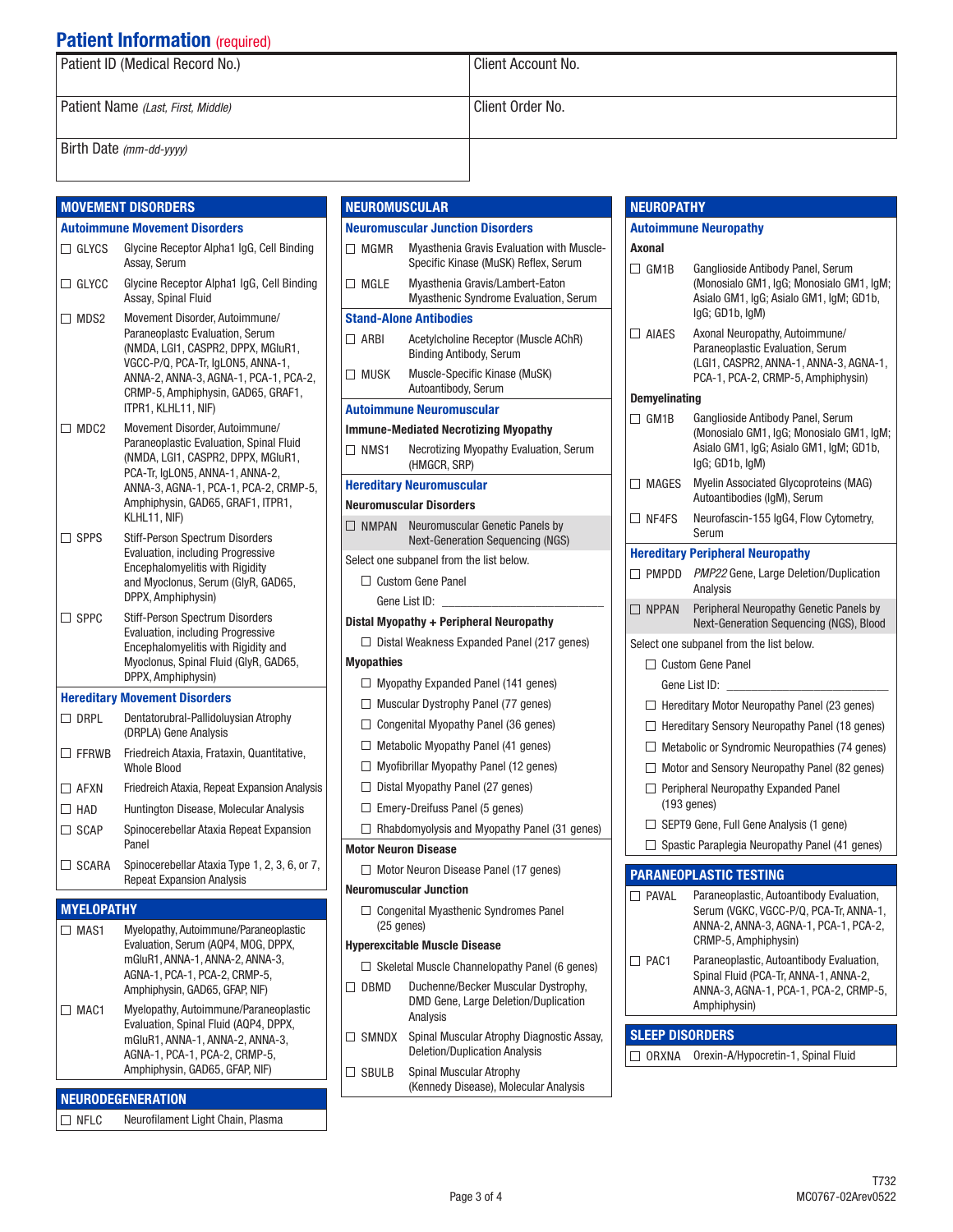## Patient Information (required)

| Patient ID (Medical Record No.) | Client Account No. |
|---|---|
| Patient Name *(Last, First, Middle)* | Client Order No. |
| Birth Date *(mm-dd-yyyy)* | |

## MOVEMENT DISORDERS

### Autoimmune Movement Disorders

- ☐ GLYCS — Glycine Receptor Alpha1 IgG, Cell Binding Assay, Serum
- ☐ GLYCC — Glycine Receptor Alpha1 IgG, Cell Binding Assay, Spinal Fluid
- ☐ MDS2 — Movement Disorder, Autoimmune/Paraneoplastc Evaluation, Serum (NMDA, LGI1, CASPR2, DPPX, MGluR1, VGCC-P/Q, PCA-Tr, IgLON5, ANNA-1, ANNA-2, ANNA-3, AGNA-1, PCA-1, PCA-2, CRMP-5, Amphiphysin, GAD65, GRAF1, ITPR1, KLHL11, NIF)
- ☐ MDC2 — Movement Disorder, Autoimmune/Paraneoplastic Evaluation, Spinal Fluid (NMDA, LGI1, CASPR2, DPPX, MGluR1, PCA-Tr, IgLON5, ANNA-1, ANNA-2, ANNA-3, AGNA-1, PCA-1, PCA-2, CRMP-5, Amphiphysin, GAD65, GRAF1, ITPR1, KLHL11, NIF)
- ☐ SPPS — Stiff-Person Spectrum Disorders Evaluation, including Progressive Encephalomyelitis with Rigidity and Myoclonus, Serum (GlyR, GAD65, DPPX, Amphiphysin)
- ☐ SPPC — Stiff-Person Spectrum Disorders Evaluation, including Progressive Encephalomyelitis with Rigidity and Myoclonus, Spinal Fluid (GlyR, GAD65, DPPX, Amphiphysin)

### Hereditary Movement Disorders

- ☐ DRPL — Dentatorubral-Pallidoluysian Atrophy (DRPLA) Gene Analysis
- ☐ FFRWB — Friedreich Ataxia, Frataxin, Quantitative, Whole Blood
- ☐ AFXN — Friedreich Ataxia, Repeat Expansion Analysis
- ☐ HAD — Huntington Disease, Molecular Analysis
- ☐ SCAP — Spinocerebellar Ataxia Repeat Expansion Panel
- ☐ SCARA — Spinocerebellar Ataxia Type 1, 2, 3, 6, or 7, Repeat Expansion Analysis

## MYELOPATHY

- ☐ MAS1 — Myelopathy, Autoimmune/Paraneoplastic Evaluation, Serum (AQP4, MOG, DPPX, mGluR1, ANNA-1, ANNA-2, ANNA-3, AGNA-1, PCA-1, PCA-2, CRMP-5, Amphiphysin, GAD65, GFAP, NIF)
- ☐ MAC1 — Myelopathy, Autoimmune/Paraneoplastic Evaluation, Spinal Fluid (AQP4, DPPX, mGluR1, ANNA-1, ANNA-2, ANNA-3, AGNA-1, PCA-1, PCA-2, CRMP-5, Amphiphysin, GAD65, GFAP, NIF)

## NEURODEGENERATION

- ☐ NFLC — Neurofilament Light Chain, Plasma

## NEUROMUSCULAR

### Neuromuscular Junction Disorders

- ☐ MGMR — Myasthenia Gravis Evaluation with Muscle-Specific Kinase (MuSK) Reflex, Serum
- ☐ MGLE — Myasthenia Gravis/Lambert-Eaton Myasthenic Syndrome Evaluation, Serum

### Stand-Alone Antibodies

- ☐ ARBI — Acetylcholine Receptor (Muscle AChR) Binding Antibody, Serum
- ☐ MUSK — Muscle-Specific Kinase (MuSK) Autoantibody, Serum

### Autoimmune Neuromuscular

**Immune-Mediated Necrotizing Myopathy**

- ☐ NMS1 — Necrotizing Myopathy Evaluation, Serum (HMGCR, SRP)

### Hereditary Neuromuscular

**Neuromuscular Disorders**

- ☐ NMPAN — Neuromuscular Genetic Panels by Next-Generation Sequencing (NGS)

Select one subpanel from the list below.

- ☐ Custom Gene Panel
  Gene List ID: ______________________

**Distal Myopathy + Peripheral Neuropathy**

- ☐ Distal Weakness Expanded Panel (217 genes)

**Myopathies**

- ☐ Myopathy Expanded Panel (141 genes)
- ☐ Muscular Dystrophy Panel (77 genes)
- ☐ Congenital Myopathy Panel (36 genes)
- ☐ Metabolic Myopathy Panel (41 genes)
- ☐ Myofibrillar Myopathy Panel (12 genes)
- ☐ Distal Myopathy Panel (27 genes)
- ☐ Emery-Dreifuss Panel (5 genes)
- ☐ Rhabdomyolysis and Myopathy Panel (31 genes)

**Motor Neuron Disease**

- ☐ Motor Neuron Disease Panel (17 genes)

**Neuromuscular Junction**

- ☐ Congenital Myasthenic Syndromes Panel (25 genes)

**Hyperexcitable Muscle Disease**

- ☐ Skeletal Muscle Channelopathy Panel (6 genes)

- ☐ DBMD — Duchenne/Becker Muscular Dystrophy, DMD Gene, Large Deletion/Duplication Analysis
- ☐ SMNDX — Spinal Muscular Atrophy Diagnostic Assay, Deletion/Duplication Analysis
- ☐ SBULB — Spinal Muscular Atrophy (Kennedy Disease), Molecular Analysis

## NEUROPATHY

### Autoimmune Neuropathy

**Axonal**

- ☐ GM1B — Ganglioside Antibody Panel, Serum (Monosialo GM1, IgG; Monosialo GM1, IgM; Asialo GM1, IgG; Asialo GM1, IgM; GD1b, IgG; GD1b, IgM)
- ☐ AIAES — Axonal Neuropathy, Autoimmune/Paraneoplastic Evaluation, Serum (LGI1, CASPR2, ANNA-1, ANNA-3, AGNA-1, PCA-1, PCA-2, CRMP-5, Amphiphysin)

**Demyelinating**

- ☐ GM1B — Ganglioside Antibody Panel, Serum (Monosialo GM1, IgG; Monosialo GM1, IgM; Asialo GM1, IgG; Asialo GM1, IgM; GD1b, IgG; GD1b, IgM)
- ☐ MAGES — Myelin Associated Glycoproteins (MAG) Autoantibodies (IgM), Serum
- ☐ NF4FS — Neurofascin-155 IgG4, Flow Cytometry, Serum

### Hereditary Peripheral Neuropathy

- ☐ PMPDD — *PMP22* Gene, Large Deletion/Duplication Analysis
- ☐ NPPAN — Peripheral Neuropathy Genetic Panels by Next-Generation Sequencing (NGS), Blood

Select one subpanel from the list below.

- ☐ Custom Gene Panel
  Gene List ID: ______________________
- ☐ Hereditary Motor Neuropathy Panel (23 genes)
- ☐ Hereditary Sensory Neuropathy Panel (18 genes)
- ☐ Metabolic or Syndromic Neuropathies (74 genes)
- ☐ Motor and Sensory Neuropathy Panel (82 genes)
- ☐ Peripheral Neuropathy Expanded Panel (193 genes)
- ☐ SEPT9 Gene, Full Gene Analysis (1 gene)
- ☐ Spastic Paraplegia Neuropathy Panel (41 genes)

## PARANEOPLASTIC TESTING

- ☐ PAVAL — Paraneoplastic, Autoantibody Evaluation, Serum (VGKC, VGCC-P/Q, PCA-Tr, ANNA-1, ANNA-2, ANNA-3, AGNA-1, PCA-1, PCA-2, CRMP-5, Amphiphysin)
- ☐ PAC1 — Paraneoplastic, Autoantibody Evaluation, Spinal Fluid (PCA-Tr, ANNA-1, ANNA-2, ANNA-3, AGNA-1, PCA-1, PCA-2, CRMP-5, Amphiphysin)

## SLEEP DISORDERS

- ☐ ORXNA — Orexin-A/Hypocretin-1, Spinal Fluid

T732
MC0767-02Arev0522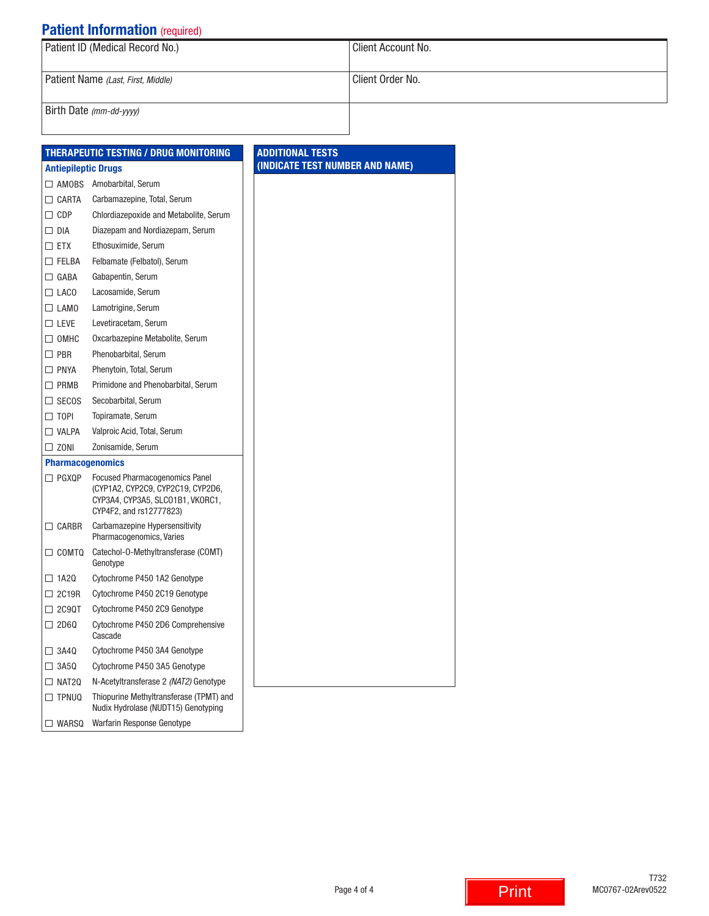## Patient Information (required)

| | |
|---|---|
| Patient ID (Medical Record No.) | Client Account No. |
| Patient Name *(Last, First, Middle)* | Client Order No. |
| Birth Date *(mm-dd-yyyy)* | |

## THERAPEUTIC TESTING / DRUG MONITORING

### Antiepileptic Drugs

- ☐ AMOBS Amobarbital, Serum
- ☐ CARTA Carbamazepine, Total, Serum
- ☐ CDP Chlordiazepoxide and Metabolite, Serum
- ☐ DIA Diazepam and Nordiazepam, Serum
- ☐ ETX Ethosuximide, Serum
- ☐ FELBA Felbamate (Felbatol), Serum
- ☐ GABA Gabapentin, Serum
- ☐ LACO Lacosamide, Serum
- ☐ LAMO Lamotrigine, Serum
- ☐ LEVE Levetiracetam, Serum
- ☐ OMHC Oxcarbazepine Metabolite, Serum
- ☐ PBR Phenobarbital, Serum
- ☐ PNYA Phenytoin, Total, Serum
- ☐ PRMB Primidone and Phenobarbital, Serum
- ☐ SECOS Secobarbital, Serum
- ☐ TOPI Topiramate, Serum
- ☐ VALPA Valproic Acid, Total, Serum
- ☐ ZONI Zonisamide, Serum

### Pharmacogenomics

- ☐ PGXQP Focused Pharmacogenomics Panel (CYP1A2, CYP2C9, CYP2C19, CYP2D6, CYP3A4, CYP3A5, SLCO1B1, VKORC1, CYP4F2, and rs12777823)
- ☐ CARBR Carbamazepine Hypersensitivity Pharmacogenomics, Varies
- ☐ COMTQ Catechol-O-Methyltransferase (COMT) Genotype
- ☐ 1A2Q Cytochrome P450 1A2 Genotype
- ☐ 2C19R Cytochrome P450 2C19 Genotype
- ☐ 2C9QT Cytochrome P450 2C9 Genotype
- ☐ 2D6Q Cytochrome P450 2D6 Comprehensive Cascade
- ☐ 3A4Q Cytochrome P450 3A4 Genotype
- ☐ 3A5Q Cytochrome P450 3A5 Genotype
- ☐ NAT2Q N-Acetyltransferase 2 *(NAT2)* Genotype
- ☐ TPNUQ Thiopurine Methyltransferase (TPMT) and Nudix Hydrolase (NUDT15) Genotyping
- ☐ WARSQ Warfarin Response Genotype

## ADDITIONAL TESTS (INDICATE TEST NUMBER AND NAME)

Print

T732
MC0767-02Arev0522